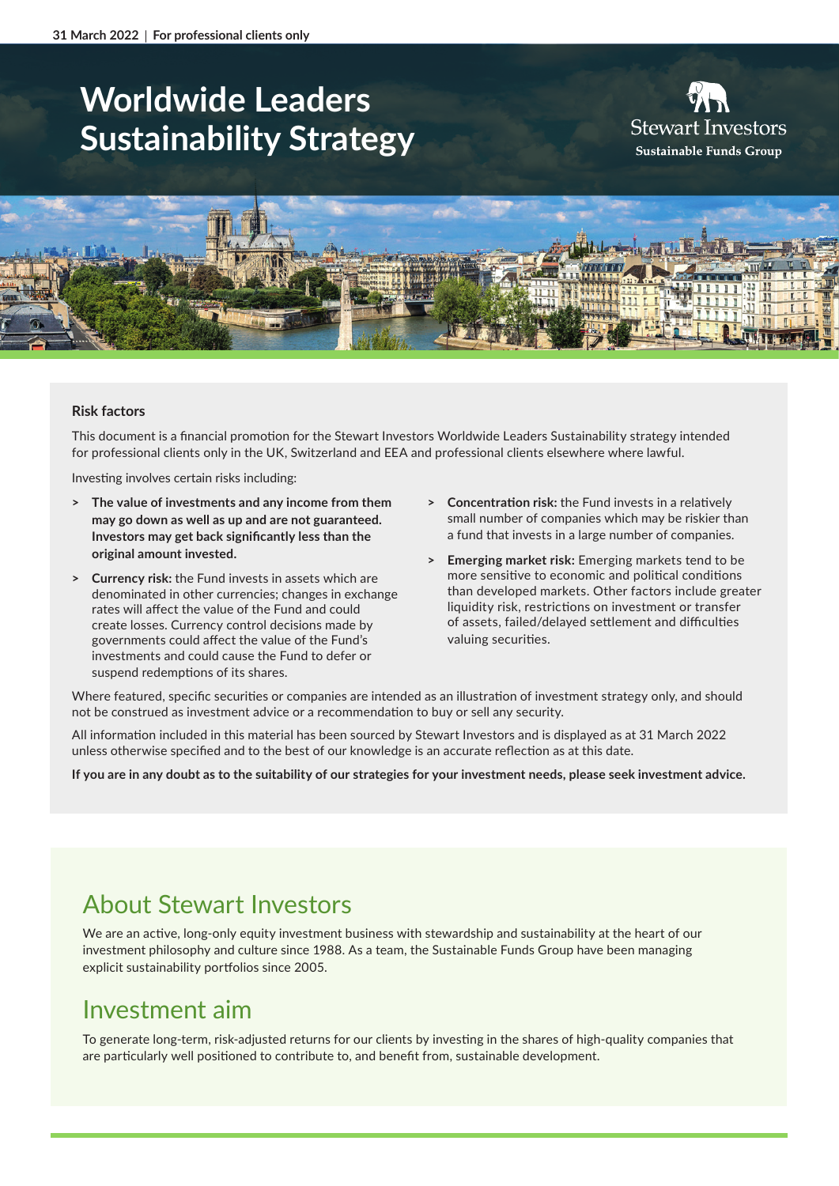31 March 2022 | For professional clients only

# Worldwide Leaders Sustainability Strategy

Stewart Investors
Sustainable Funds Group

### Risk factors

This document is a financial promotion for the Stewart Investors Worldwide Leaders Sustainability strategy intended for professional clients only in the UK, Switzerland and EEA and professional clients elsewhere where lawful.

Investing involves certain risks including:

- **The value of investments and any income from them may go down as well as up and are not guaranteed. Investors may get back significantly less than the original amount invested.**
- **Currency risk:** the Fund invests in assets which are denominated in other currencies; changes in exchange rates will affect the value of the Fund and could create losses. Currency control decisions made by governments could affect the value of the Fund's investments and could cause the Fund to defer or suspend redemptions of its shares.
- **Concentration risk:** the Fund invests in a relatively small number of companies which may be riskier than a fund that invests in a large number of companies.
- **Emerging market risk:** Emerging markets tend to be more sensitive to economic and political conditions than developed markets. Other factors include greater liquidity risk, restrictions on investment or transfer of assets, failed/delayed settlement and difficulties valuing securities.

Where featured, specific securities or companies are intended as an illustration of investment strategy only, and should not be construed as investment advice or a recommendation to buy or sell any security.

All information included in this material has been sourced by Stewart Investors and is displayed as at 31 March 2022 unless otherwise specified and to the best of our knowledge is an accurate reflection as at this date.

**If you are in any doubt as to the suitability of our strategies for your investment needs, please seek investment advice.**

## About Stewart Investors

We are an active, long-only equity investment business with stewardship and sustainability at the heart of our investment philosophy and culture since 1988. As a team, the Sustainable Funds Group have been managing explicit sustainability portfolios since 2005.

## Investment aim

To generate long-term, risk-adjusted returns for our clients by investing in the shares of high-quality companies that are particularly well positioned to contribute to, and benefit from, sustainable development.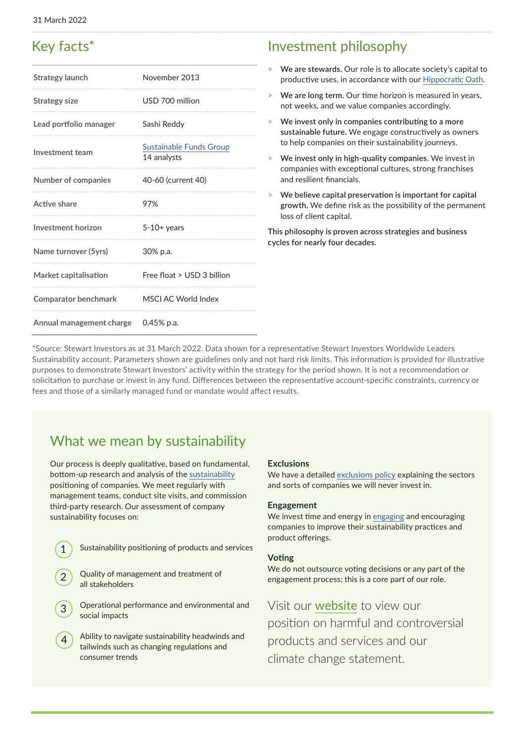31 March 2022

## Key facts*

| | |
|---|---|
| Strategy launch | November 2013 |
| Strategy size | USD 700 million |
| Lead portfolio manager | Sashi Reddy |
| Investment team | Sustainable Funds Group<br>14 analysts |
| Number of companies | 40-60 (current 40) |
| Active share | 97% |
| Investment horizon | 5-10+ years |
| Name turnover (5yrs) | 30% p.a. |
| Market capitalisation | Free float > USD 3 billion |
| Comparator benchmark | MSCI AC World Index |
| Annual management charge | 0.45% p.a. |

*Source: Stewart Investors as at 31 March 2022. Data shown for a representative Stewart Investors Worldwide Leaders Sustainability account. Parameters shown are guidelines only and not hard risk limits. This information is provided for illustrative purposes to demonstrate Stewart Investors' activity within the strategy for the period shown. It is not a recommendation or solicitation to purchase or invest in any fund. Differences between the representative account-specific constraints, currency or fees and those of a similarly managed fund or mandate would affect results.

## Investment philosophy

- **We are stewards.** Our role is to allocate society's capital to productive uses, in accordance with our Hippocratic Oath.
- **We are long term.** Our time horizon is measured in years, not weeks, and we value companies accordingly.
- **We invest only in companies contributing to a more sustainable future.** We engage constructively as owners to help companies on their sustainability journeys.
- **We invest only in high-quality companies.** We invest in companies with exceptional cultures, strong franchises and resilient financials.
- **We believe capital preservation is important for capital growth.** We define risk as the possibility of the permanent loss of client capital.

This philosophy is proven across strategies and business cycles for nearly four decades.

## What we mean by sustainability

Our process is deeply qualitative, based on fundamental, bottom-up research and analysis of the sustainability positioning of companies. We meet regularly with management teams, conduct site visits, and commission third-party research. Our assessment of company sustainability focuses on:

1. Sustainability positioning of products and services
2. Quality of management and treatment of all stakeholders
3. Operational performance and environmental and social impacts
4. Ability to navigate sustainability headwinds and tailwinds such as changing regulations and consumer trends

### Exclusions

We have a detailed exclusions policy explaining the sectors and sorts of companies we will never invest in.

### Engagement

We invest time and energy in engaging and encouraging companies to improve their sustainability practices and product offerings.

### Voting

We do not outsource voting decisions or any part of the engagement process; this is a core part of our role.

Visit our website to view our position on harmful and controversial products and services and our climate change statement.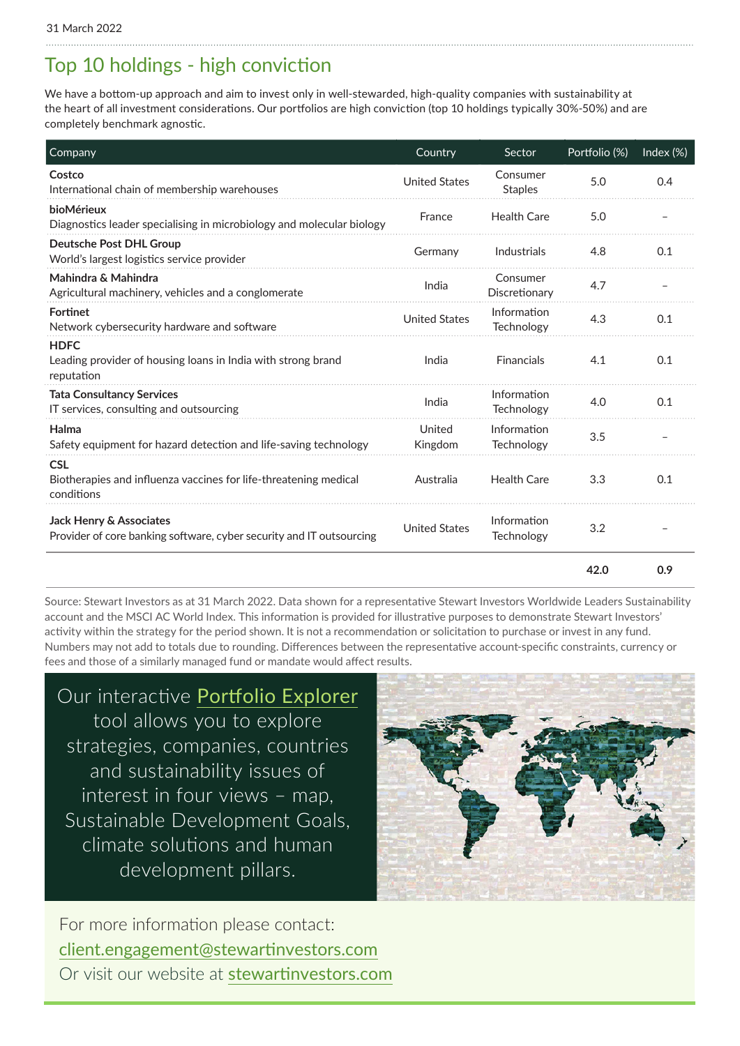31 March 2022

## Top 10 holdings - high conviction

We have a bottom-up approach and aim to invest only in well-stewarded, high-quality companies with sustainability at the heart of all investment considerations. Our portfolios are high conviction (top 10 holdings typically 30%-50%) and are completely benchmark agnostic.

| Company | Country | Sector | Portfolio (%) | Index (%) |
|---|---|---|---|---|
| **Costco**<br>International chain of membership warehouses | United States | Consumer Staples | 5.0 | 0.4 |
| **bioMérieux**<br>Diagnostics leader specialising in microbiology and molecular biology | France | Health Care | 5.0 | – |
| **Deutsche Post DHL Group**<br>World's largest logistics service provider | Germany | Industrials | 4.8 | 0.1 |
| **Mahindra & Mahindra**<br>Agricultural machinery, vehicles and a conglomerate | India | Consumer Discretionary | 4.7 | – |
| **Fortinet**<br>Network cybersecurity hardware and software | United States | Information Technology | 4.3 | 0.1 |
| **HDFC**<br>Leading provider of housing loans in India with strong brand reputation | India | Financials | 4.1 | 0.1 |
| **Tata Consultancy Services**<br>IT services, consulting and outsourcing | India | Information Technology | 4.0 | 0.1 |
| **Halma**<br>Safety equipment for hazard detection and life-saving technology | United Kingdom | Information Technology | 3.5 | – |
| **CSL**<br>Biotherapies and influenza vaccines for life-threatening medical conditions | Australia | Health Care | 3.3 | 0.1 |
| **Jack Henry & Associates**<br>Provider of core banking software, cyber security and IT outsourcing | United States | Information Technology | 3.2 | – |
| | | | **42.0** | **0.9** |

Source: Stewart Investors as at 31 March 2022. Data shown for a representative Stewart Investors Worldwide Leaders Sustainability account and the MSCI AC World Index. This information is provided for illustrative purposes to demonstrate Stewart Investors' activity within the strategy for the period shown. It is not a recommendation or solicitation to purchase or invest in any fund. Numbers may not add to totals due to rounding. Differences between the representative account-specific constraints, currency or fees and those of a similarly managed fund or mandate would affect results.

Our interactive Portfolio Explorer tool allows you to explore strategies, companies, countries and sustainability issues of interest in four views – map, Sustainable Development Goals, climate solutions and human development pillars.

For more information please contact:
client.engagement@stewartinvestors.com
Or visit our website at stewartinvestors.com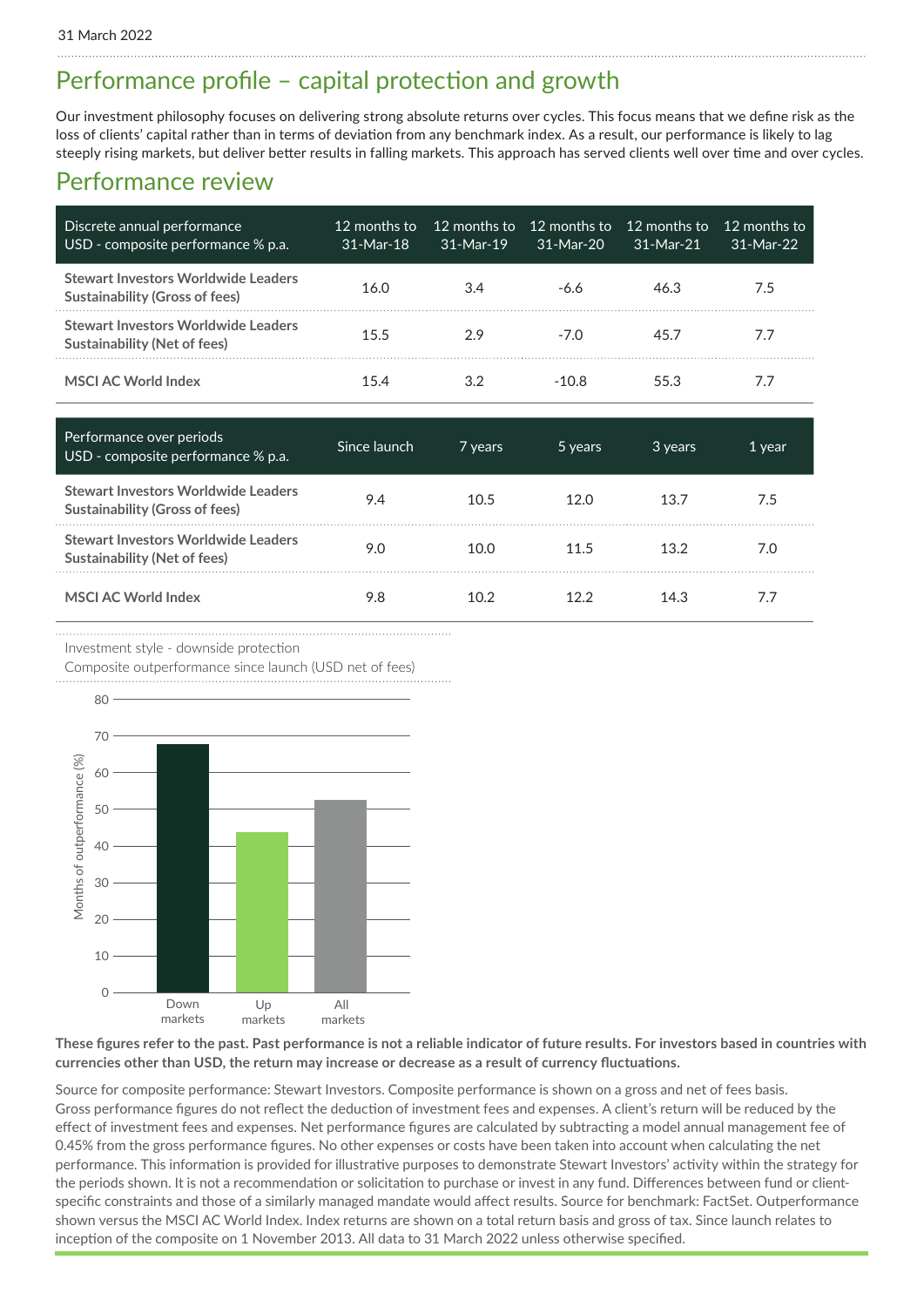# Performance profile – capital protection and growth

Our investment philosophy focuses on delivering strong absolute returns over cycles. This focus means that we define risk as the loss of clients' capital rather than in terms of deviation from any benchmark index. As a result, our performance is likely to lag steeply rising markets, but deliver better results in falling markets. This approach has served clients well over time and over cycles.

## Performance review

| Discrete annual performance<br>USD - composite performance % p.a. | 12 months to 31-Mar-18 | 12 months to 31-Mar-19 | 12 months to 31-Mar-20 | 12 months to 31-Mar-21 | 12 months to 31-Mar-22 |
|---|---|---|---|---|---|
| **Stewart Investors Worldwide Leaders Sustainability (Gross of fees)** | 16.0 | 3.4 | -6.6 | 46.3 | 7.5 |
| **Stewart Investors Worldwide Leaders Sustainability (Net of fees)** | 15.5 | 2.9 | -7.0 | 45.7 | 7.7 |
| **MSCI AC World Index** | 15.4 | 3.2 | -10.8 | 55.3 | 7.7 |

| Performance over periods<br>USD - composite performance % p.a. | Since launch | 7 years | 5 years | 3 years | 1 year |
|---|---|---|---|---|---|
| **Stewart Investors Worldwide Leaders Sustainability (Gross of fees)** | 9.4 | 10.5 | 12.0 | 13.7 | 7.5 |
| **Stewart Investors Worldwide Leaders Sustainability (Net of fees)** | 9.0 | 10.0 | 11.5 | 13.2 | 7.0 |
| **MSCI AC World Index** | 9.8 | 10.2 | 12.2 | 14.3 | 7.7 |

Investment style - downside protection
Composite outperformance since launch (USD net of fees)

| | Months of outperformance (%) |
|---|---|
| Down markets | 68 |
| Up markets | 44 |
| All markets | 53 |

**These figures refer to the past. Past performance is not a reliable indicator of future results. For investors based in countries with currencies other than USD, the return may increase or decrease as a result of currency fluctuations.**

Source for composite performance: Stewart Investors. Composite performance is shown on a gross and net of fees basis. Gross performance figures do not reflect the deduction of investment fees and expenses. A client's return will be reduced by the effect of investment fees and expenses. Net performance figures are calculated by subtracting a model annual management fee of 0.45% from the gross performance figures. No other expenses or costs have been taken into account when calculating the net performance. This information is provided for illustrative purposes to demonstrate Stewart Investors' activity within the strategy for the periods shown. It is not a recommendation or solicitation to purchase or invest in any fund. Differences between fund or client-specific constraints and those of a similarly managed mandate would affect results. Source for benchmark: FactSet. Outperformance shown versus the MSCI AC World Index. Index returns are shown on a total return basis and gross of tax. Since launch relates to inception of the composite on 1 November 2013. All data to 31 March 2022 unless otherwise specified.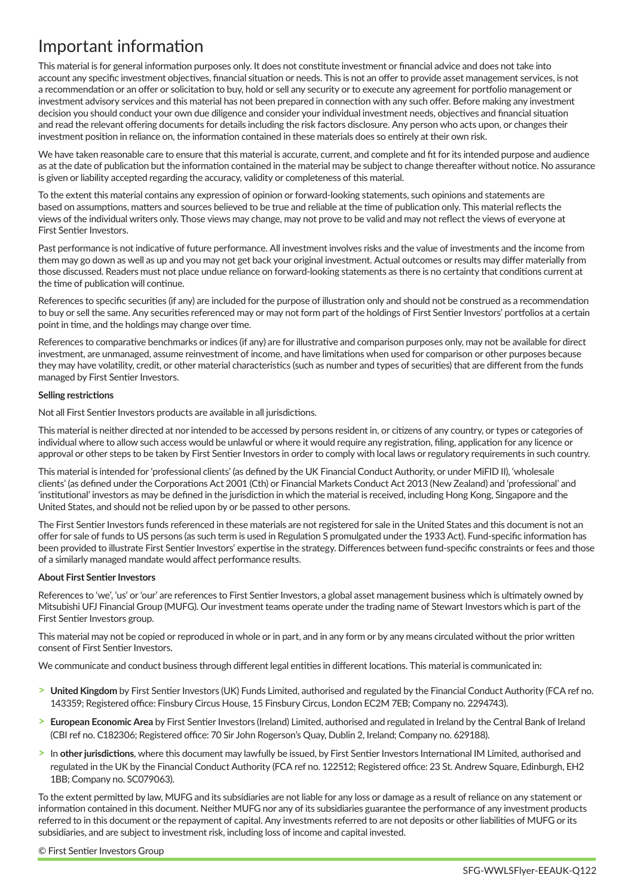# Important information

This material is for general information purposes only. It does not constitute investment or financial advice and does not take into account any specific investment objectives, financial situation or needs. This is not an offer to provide asset management services, is not a recommendation or an offer or solicitation to buy, hold or sell any security or to execute any agreement for portfolio management or investment advisory services and this material has not been prepared in connection with any such offer. Before making any investment decision you should conduct your own due diligence and consider your individual investment needs, objectives and financial situation and read the relevant offering documents for details including the risk factors disclosure. Any person who acts upon, or changes their investment position in reliance on, the information contained in these materials does so entirely at their own risk.

We have taken reasonable care to ensure that this material is accurate, current, and complete and fit for its intended purpose and audience as at the date of publication but the information contained in the material may be subject to change thereafter without notice. No assurance is given or liability accepted regarding the accuracy, validity or completeness of this material.

To the extent this material contains any expression of opinion or forward-looking statements, such opinions and statements are based on assumptions, matters and sources believed to be true and reliable at the time of publication only. This material reflects the views of the individual writers only. Those views may change, may not prove to be valid and may not reflect the views of everyone at First Sentier Investors.

Past performance is not indicative of future performance. All investment involves risks and the value of investments and the income from them may go down as well as up and you may not get back your original investment. Actual outcomes or results may differ materially from those discussed. Readers must not place undue reliance on forward-looking statements as there is no certainty that conditions current at the time of publication will continue.

References to specific securities (if any) are included for the purpose of illustration only and should not be construed as a recommendation to buy or sell the same. Any securities referenced may or may not form part of the holdings of First Sentier Investors' portfolios at a certain point in time, and the holdings may change over time.

References to comparative benchmarks or indices (if any) are for illustrative and comparison purposes only, may not be available for direct investment, are unmanaged, assume reinvestment of income, and have limitations when used for comparison or other purposes because they may have volatility, credit, or other material characteristics (such as number and types of securities) that are different from the funds managed by First Sentier Investors.

**Selling restrictions**

Not all First Sentier Investors products are available in all jurisdictions.

This material is neither directed at nor intended to be accessed by persons resident in, or citizens of any country, or types or categories of individual where to allow such access would be unlawful or where it would require any registration, filing, application for any licence or approval or other steps to be taken by First Sentier Investors in order to comply with local laws or regulatory requirements in such country.

This material is intended for 'professional clients' (as defined by the UK Financial Conduct Authority, or under MiFID II), 'wholesale clients' (as defined under the Corporations Act 2001 (Cth) or Financial Markets Conduct Act 2013 (New Zealand) and 'professional' and 'institutional' investors as may be defined in the jurisdiction in which the material is received, including Hong Kong, Singapore and the United States, and should not be relied upon by or be passed to other persons.

The First Sentier Investors funds referenced in these materials are not registered for sale in the United States and this document is not an offer for sale of funds to US persons (as such term is used in Regulation S promulgated under the 1933 Act). Fund-specific information has been provided to illustrate First Sentier Investors' expertise in the strategy. Differences between fund-specific constraints or fees and those of a similarly managed mandate would affect performance results.

**About First Sentier Investors**

References to 'we', 'us' or 'our' are references to First Sentier Investors, a global asset management business which is ultimately owned by Mitsubishi UFJ Financial Group (MUFG). Our investment teams operate under the trading name of Stewart Investors which is part of the First Sentier Investors group.

This material may not be copied or reproduced in whole or in part, and in any form or by any means circulated without the prior written consent of First Sentier Investors.

We communicate and conduct business through different legal entities in different locations. This material is communicated in:

> **United Kingdom** by First Sentier Investors (UK) Funds Limited, authorised and regulated by the Financial Conduct Authority (FCA ref no. 143359; Registered office: Finsbury Circus House, 15 Finsbury Circus, London EC2M 7EB; Company no. 2294743).

> **European Economic Area** by First Sentier Investors (Ireland) Limited, authorised and regulated in Ireland by the Central Bank of Ireland (CBI ref no. C182306; Registered office: 70 Sir John Rogerson's Quay, Dublin 2, Ireland; Company no. 629188).

> In **other jurisdictions**, where this document may lawfully be issued, by First Sentier Investors International IM Limited, authorised and regulated in the UK by the Financial Conduct Authority (FCA ref no. 122512; Registered office: 23 St. Andrew Square, Edinburgh, EH2 1BB; Company no. SC079063).

To the extent permitted by law, MUFG and its subsidiaries are not liable for any loss or damage as a result of reliance on any statement or information contained in this document. Neither MUFG nor any of its subsidiaries guarantee the performance of any investment products referred to in this document or the repayment of capital. Any investments referred to are not deposits or other liabilities of MUFG or its subsidiaries, and are subject to investment risk, including loss of income and capital invested.

© First Sentier Investors Group

SFG-WWLSFlyer-EEAUK-Q122